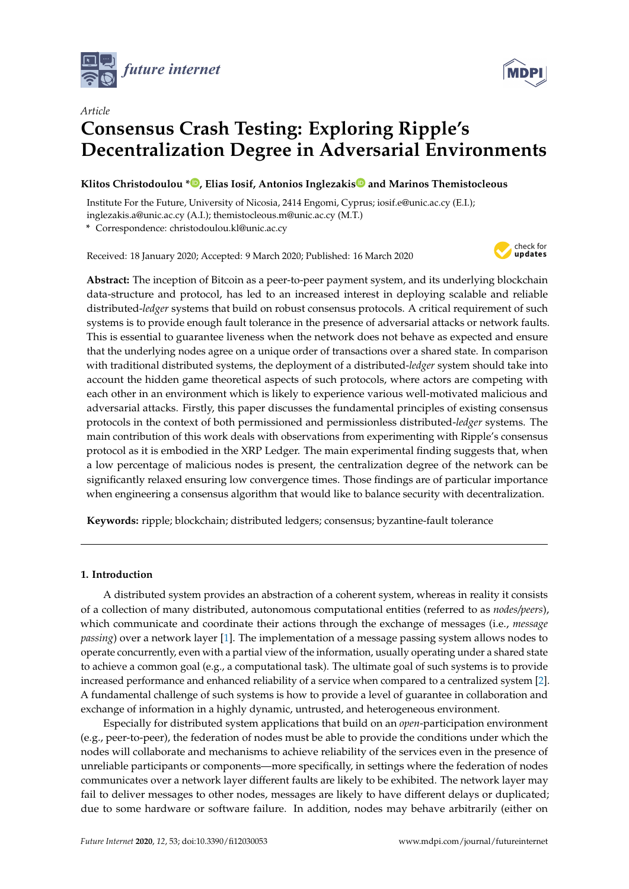*Article*

# Consensus Crash Testing: Exploring Ripple's Decentralization Degree in Adversarial Environments

**Klitos Christodoulou *, Elias Iosif, Antonios Inglezakis and Marinos Themistocleous**

Institute For the Future, University of Nicosia, 2414 Engomi, Cyprus; iosif.e@unic.ac.cy (E.I.); inglezakis.a@unic.ac.cy (A.I.); themistocleous.m@unic.ac.cy (M.T.)

* Correspondence: christodoulou.kl@unic.ac.cy

Received: 18 January 2020; Accepted: 9 March 2020; Published: 16 March 2020

**Abstract:** The inception of Bitcoin as a peer-to-peer payment system, and its underlying blockchain data-structure and protocol, has led to an increased interest in deploying scalable and reliable distributed-*ledger* systems that build on robust consensus protocols. A critical requirement of such systems is to provide enough fault tolerance in the presence of adversarial attacks or network faults. This is essential to guarantee liveness when the network does not behave as expected and ensure that the underlying nodes agree on a unique order of transactions over a shared state. In comparison with traditional distributed systems, the deployment of a distributed-*ledger* system should take into account the hidden game theoretical aspects of such protocols, where actors are competing with each other in an environment which is likely to experience various well-motivated malicious and adversarial attacks. Firstly, this paper discusses the fundamental principles of existing consensus protocols in the context of both permissioned and permissionless distributed-*ledger* systems. The main contribution of this work deals with observations from experimenting with Ripple's consensus protocol as it is embodied in the XRP Ledger. The main experimental finding suggests that, when a low percentage of malicious nodes is present, the centralization degree of the network can be significantly relaxed ensuring low convergence times. Those findings are of particular importance when engineering a consensus algorithm that would like to balance security with decentralization.

**Keywords:** ripple; blockchain; distributed ledgers; consensus; byzantine-fault tolerance

## 1. Introduction

A distributed system provides an abstraction of a coherent system, whereas in reality it consists of a collection of many distributed, autonomous computational entities (referred to as *nodes/peers*), which communicate and coordinate their actions through the exchange of messages (i.e., *message passing*) over a network layer [1]. The implementation of a message passing system allows nodes to operate concurrently, even with a partial view of the information, usually operating under a shared state to achieve a common goal (e.g., a computational task). The ultimate goal of such systems is to provide increased performance and enhanced reliability of a service when compared to a centralized system [2]. A fundamental challenge of such systems is how to provide a level of guarantee in collaboration and exchange of information in a highly dynamic, untrusted, and heterogeneous environment.

Especially for distributed system applications that build on an *open*-participation environment (e.g., peer-to-peer), the federation of nodes must be able to provide the conditions under which the nodes will collaborate and mechanisms to achieve reliability of the services even in the presence of unreliable participants or components—more specifically, in settings where the federation of nodes communicates over a network layer different faults are likely to be exhibited. The network layer may fail to deliver messages to other nodes, messages are likely to have different delays or duplicated; due to some hardware or software failure. In addition, nodes may behave arbitrarily (either on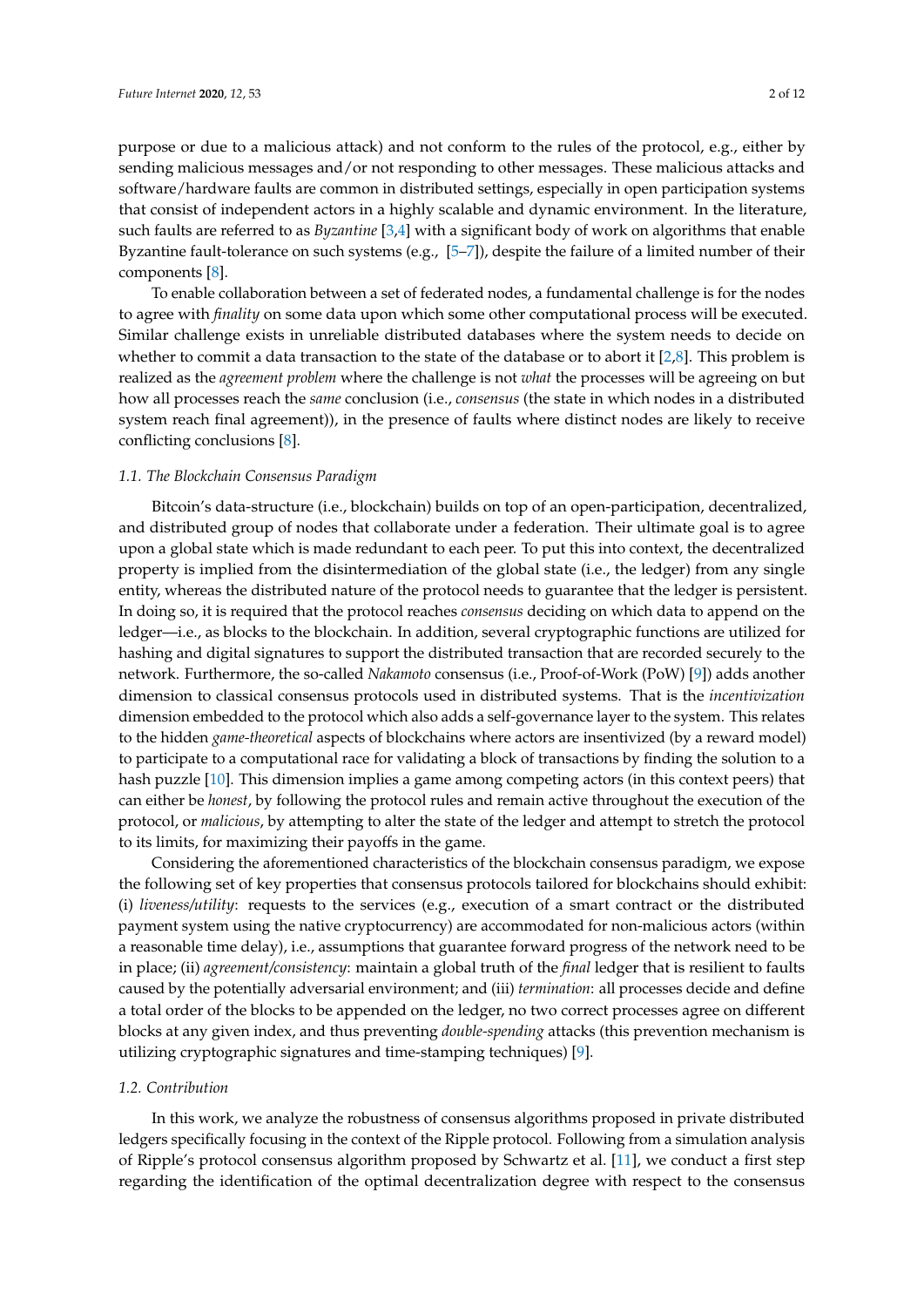purpose or due to a malicious attack) and not conform to the rules of the protocol, e.g., either by sending malicious messages and/or not responding to other messages. These malicious attacks and software/hardware faults are common in distributed settings, especially in open participation systems that consist of independent actors in a highly scalable and dynamic environment. In the literature, such faults are referred to as *Byzantine* [3,4] with a significant body of work on algorithms that enable Byzantine fault-tolerance on such systems (e.g., [5–7]), despite the failure of a limited number of their components [8].

To enable collaboration between a set of federated nodes, a fundamental challenge is for the nodes to agree with *finality* on some data upon which some other computational process will be executed. Similar challenge exists in unreliable distributed databases where the system needs to decide on whether to commit a data transaction to the state of the database or to abort it [2,8]. This problem is realized as the *agreement problem* where the challenge is not *what* the processes will be agreeing on but how all processes reach the *same* conclusion (i.e., *consensus* (the state in which nodes in a distributed system reach final agreement)), in the presence of faults where distinct nodes are likely to receive conflicting conclusions [8].

### 1.1. The Blockchain Consensus Paradigm

Bitcoin's data-structure (i.e., blockchain) builds on top of an open-participation, decentralized, and distributed group of nodes that collaborate under a federation. Their ultimate goal is to agree upon a global state which is made redundant to each peer. To put this into context, the decentralized property is implied from the disintermediation of the global state (i.e., the ledger) from any single entity, whereas the distributed nature of the protocol needs to guarantee that the ledger is persistent. In doing so, it is required that the protocol reaches *consensus* deciding on which data to append on the ledger—i.e., as blocks to the blockchain. In addition, several cryptographic functions are utilized for hashing and digital signatures to support the distributed transaction that are recorded securely to the network. Furthermore, the so-called *Nakamoto* consensus (i.e., Proof-of-Work (PoW) [9]) adds another dimension to classical consensus protocols used in distributed systems. That is the *incentivization* dimension embedded to the protocol which also adds a self-governance layer to the system. This relates to the hidden *game-theoretical* aspects of blockchains where actors are insentivized (by a reward model) to participate to a computational race for validating a block of transactions by finding the solution to a hash puzzle [10]. This dimension implies a game among competing actors (in this context peers) that can either be *honest*, by following the protocol rules and remain active throughout the execution of the protocol, or *malicious*, by attempting to alter the state of the ledger and attempt to stretch the protocol to its limits, for maximizing their payoffs in the game.

Considering the aforementioned characteristics of the blockchain consensus paradigm, we expose the following set of key properties that consensus protocols tailored for blockchains should exhibit: (i) *liveness/utility*: requests to the services (e.g., execution of a smart contract or the distributed payment system using the native cryptocurrency) are accommodated for non-malicious actors (within a reasonable time delay), i.e., assumptions that guarantee forward progress of the network need to be in place; (ii) *agreement/consistency*: maintain a global truth of the *final* ledger that is resilient to faults caused by the potentially adversarial environment; and (iii) *termination*: all processes decide and define a total order of the blocks to be appended on the ledger, no two correct processes agree on different blocks at any given index, and thus preventing *double-spending* attacks (this prevention mechanism is utilizing cryptographic signatures and time-stamping techniques) [9].

### 1.2. Contribution

In this work, we analyze the robustness of consensus algorithms proposed in private distributed ledgers specifically focusing in the context of the Ripple protocol. Following from a simulation analysis of Ripple's protocol consensus algorithm proposed by Schwartz et al. [11], we conduct a first step regarding the identification of the optimal decentralization degree with respect to the consensus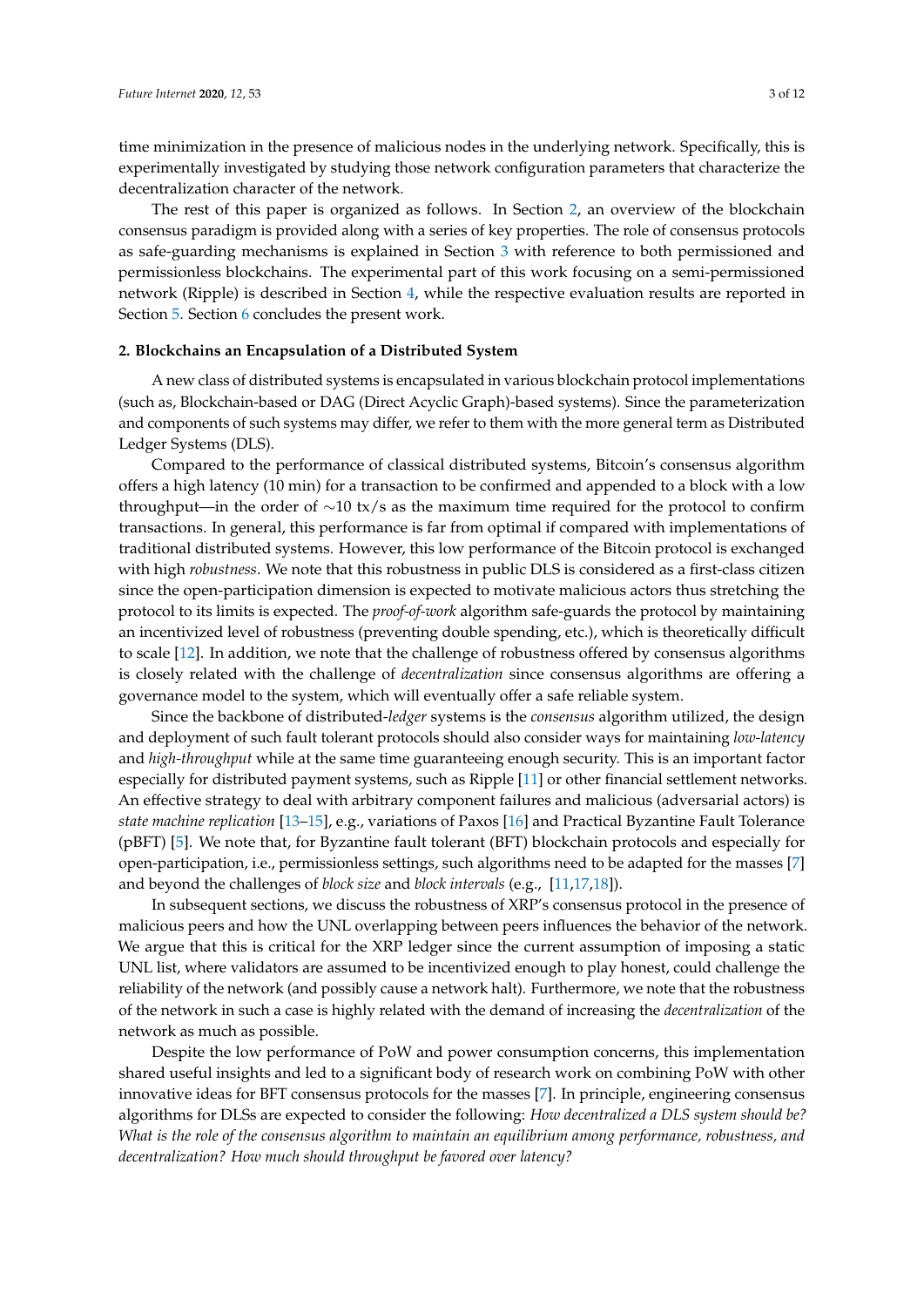time minimization in the presence of malicious nodes in the underlying network. Specifically, this is experimentally investigated by studying those network configuration parameters that characterize the decentralization character of the network.

The rest of this paper is organized as follows. In Section 2, an overview of the blockchain consensus paradigm is provided along with a series of key properties. The role of consensus protocols as safe-guarding mechanisms is explained in Section 3 with reference to both permissioned and permissionless blockchains. The experimental part of this work focusing on a semi-permissioned network (Ripple) is described in Section 4, while the respective evaluation results are reported in Section 5. Section 6 concludes the present work.

## 2. Blockchains an Encapsulation of a Distributed System

A new class of distributed systems is encapsulated in various blockchain protocol implementations (such as, Blockchain-based or DAG (Direct Acyclic Graph)-based systems). Since the parameterization and components of such systems may differ, we refer to them with the more general term as Distributed Ledger Systems (DLS).

Compared to the performance of classical distributed systems, Bitcoin's consensus algorithm offers a high latency (10 min) for a transaction to be confirmed and appended to a block with a low throughput—in the order of $\sim$10 tx/s as the maximum time required for the protocol to confirm transactions. In general, this performance is far from optimal if compared with implementations of traditional distributed systems. However, this low performance of the Bitcoin protocol is exchanged with high *robustness*. We note that this robustness in public DLS is considered as a first-class citizen since the open-participation dimension is expected to motivate malicious actors thus stretching the protocol to its limits is expected. The *proof-of-work* algorithm safe-guards the protocol by maintaining an incentivized level of robustness (preventing double spending, etc.), which is theoretically difficult to scale [12]. In addition, we note that the challenge of robustness offered by consensus algorithms is closely related with the challenge of *decentralization* since consensus algorithms are offering a governance model to the system, which will eventually offer a safe reliable system.

Since the backbone of distributed-*ledger* systems is the *consensus* algorithm utilized, the design and deployment of such fault tolerant protocols should also consider ways for maintaining *low-latency* and *high-throughput* while at the same time guaranteeing enough security. This is an important factor especially for distributed payment systems, such as Ripple [11] or other financial settlement networks. An effective strategy to deal with arbitrary component failures and malicious (adversarial actors) is *state machine replication* [13–15], e.g., variations of Paxos [16] and Practical Byzantine Fault Tolerance (pBFT) [5]. We note that, for Byzantine fault tolerant (BFT) blockchain protocols and especially for open-participation, i.e., permissionless settings, such algorithms need to be adapted for the masses [7] and beyond the challenges of *block size* and *block intervals* (e.g., [11,17,18]).

In subsequent sections, we discuss the robustness of XRP's consensus protocol in the presence of malicious peers and how the UNL overlapping between peers influences the behavior of the network. We argue that this is critical for the XRP ledger since the current assumption of imposing a static UNL list, where validators are assumed to be incentivized enough to play honest, could challenge the reliability of the network (and possibly cause a network halt). Furthermore, we note that the robustness of the network in such a case is highly related with the demand of increasing the *decentralization* of the network as much as possible.

Despite the low performance of PoW and power consumption concerns, this implementation shared useful insights and led to a significant body of research work on combining PoW with other innovative ideas for BFT consensus protocols for the masses [7]. In principle, engineering consensus algorithms for DLSs are expected to consider the following: *How decentralized a DLS system should be? What is the role of the consensus algorithm to maintain an equilibrium among performance, robustness, and decentralization? How much should throughput be favored over latency?*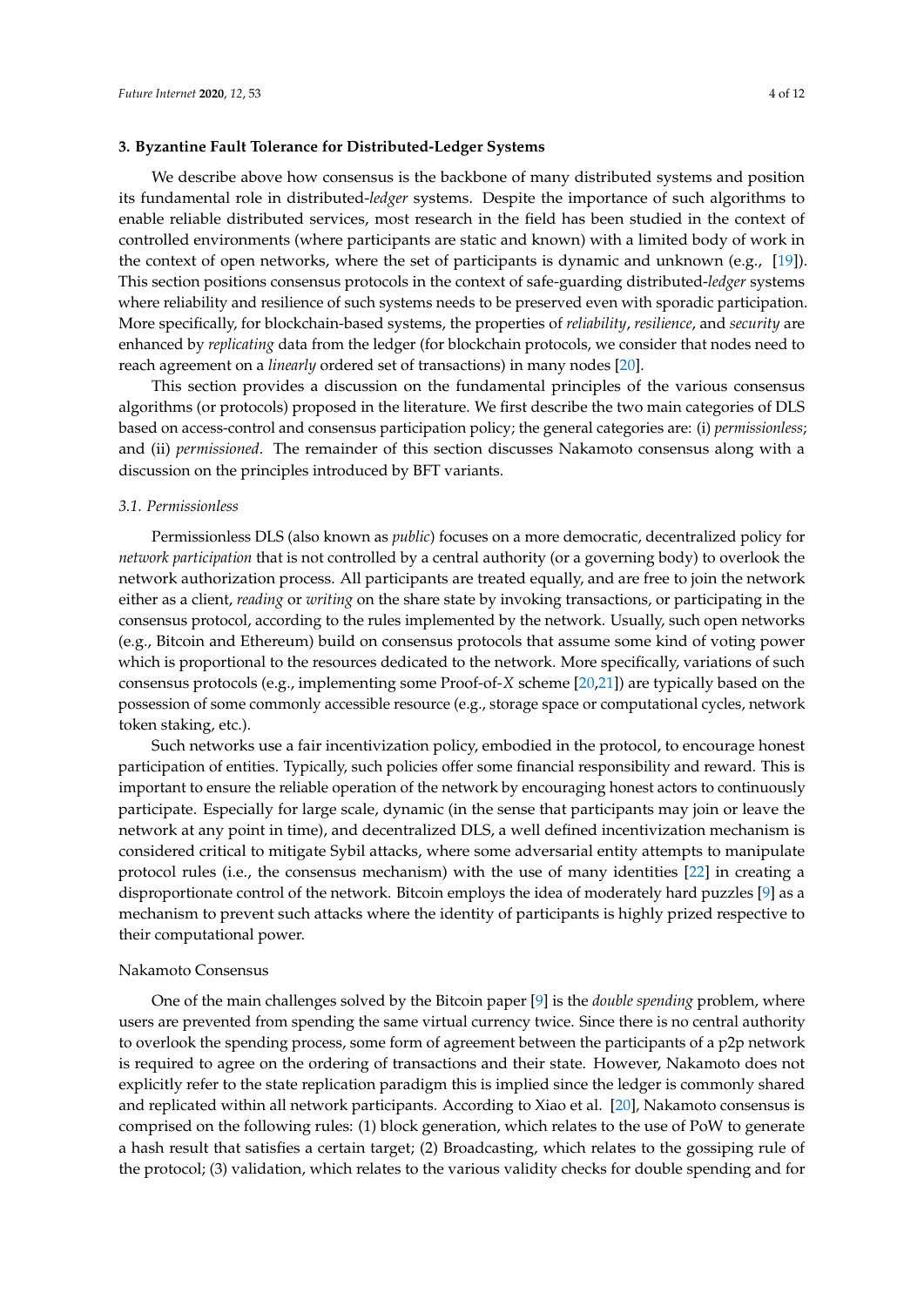## 3. Byzantine Fault Tolerance for Distributed-Ledger Systems

We describe above how consensus is the backbone of many distributed systems and position its fundamental role in distributed-*ledger* systems. Despite the importance of such algorithms to enable reliable distributed services, most research in the field has been studied in the context of controlled environments (where participants are static and known) with a limited body of work in the context of open networks, where the set of participants is dynamic and unknown (e.g., [19]). This section positions consensus protocols in the context of safe-guarding distributed-*ledger* systems where reliability and resilience of such systems needs to be preserved even with sporadic participation. More specifically, for blockchain-based systems, the properties of *reliability*, *resilience*, and *security* are enhanced by *replicating* data from the ledger (for blockchain protocols, we consider that nodes need to reach agreement on a *linearly* ordered set of transactions) in many nodes [20].

This section provides a discussion on the fundamental principles of the various consensus algorithms (or protocols) proposed in the literature. We first describe the two main categories of DLS based on access-control and consensus participation policy; the general categories are: (i) *permissionless*; and (ii) *permissioned*. The remainder of this section discusses Nakamoto consensus along with a discussion on the principles introduced by BFT variants.

### 3.1. Permissionless

Permissionless DLS (also known as *public*) focuses on a more democratic, decentralized policy for *network participation* that is not controlled by a central authority (or a governing body) to overlook the network authorization process. All participants are treated equally, and are free to join the network either as a client, *reading* or *writing* on the share state by invoking transactions, or participating in the consensus protocol, according to the rules implemented by the network. Usually, such open networks (e.g., Bitcoin and Ethereum) build on consensus protocols that assume some kind of voting power which is proportional to the resources dedicated to the network. More specifically, variations of such consensus protocols (e.g., implementing some Proof-of-*X* scheme [20,21]) are typically based on the possession of some commonly accessible resource (e.g., storage space or computational cycles, network token staking, etc.).

Such networks use a fair incentivization policy, embodied in the protocol, to encourage honest participation of entities. Typically, such policies offer some financial responsibility and reward. This is important to ensure the reliable operation of the network by encouraging honest actors to continuously participate. Especially for large scale, dynamic (in the sense that participants may join or leave the network at any point in time), and decentralized DLS, a well defined incentivization mechanism is considered critical to mitigate Sybil attacks, where some adversarial entity attempts to manipulate protocol rules (i.e., the consensus mechanism) with the use of many identities [22] in creating a disproportionate control of the network. Bitcoin employs the idea of moderately hard puzzles [9] as a mechanism to prevent such attacks where the identity of participants is highly prized respective to their computational power.

#### Nakamoto Consensus

One of the main challenges solved by the Bitcoin paper [9] is the *double spending* problem, where users are prevented from spending the same virtual currency twice. Since there is no central authority to overlook the spending process, some form of agreement between the participants of a p2p network is required to agree on the ordering of transactions and their state. However, Nakamoto does not explicitly refer to the state replication paradigm this is implied since the ledger is commonly shared and replicated within all network participants. According to Xiao et al. [20], Nakamoto consensus is comprised on the following rules: (1) block generation, which relates to the use of PoW to generate a hash result that satisfies a certain target; (2) Broadcasting, which relates to the gossiping rule of the protocol; (3) validation, which relates to the various validity checks for double spending and for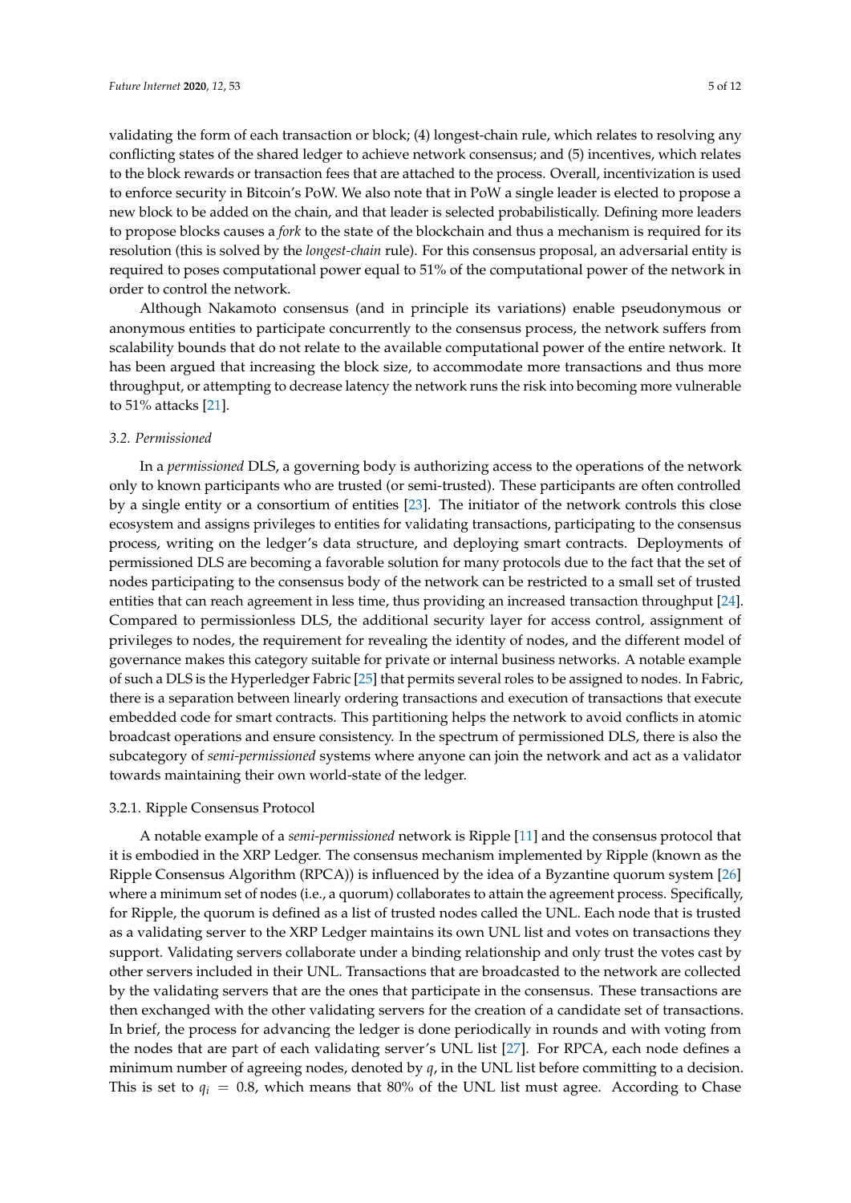validating the form of each transaction or block; (4) longest-chain rule, which relates to resolving any conflicting states of the shared ledger to achieve network consensus; and (5) incentives, which relates to the block rewards or transaction fees that are attached to the process. Overall, incentivization is used to enforce security in Bitcoin's PoW. We also note that in PoW a single leader is elected to propose a new block to be added on the chain, and that leader is selected probabilistically. Defining more leaders to propose blocks causes a *fork* to the state of the blockchain and thus a mechanism is required for its resolution (this is solved by the *longest-chain* rule). For this consensus proposal, an adversarial entity is required to poses computational power equal to 51% of the computational power of the network in order to control the network.

Although Nakamoto consensus (and in principle its variations) enable pseudonymous or anonymous entities to participate concurrently to the consensus process, the network suffers from scalability bounds that do not relate to the available computational power of the entire network. It has been argued that increasing the block size, to accommodate more transactions and thus more throughput, or attempting to decrease latency the network runs the risk into becoming more vulnerable to 51% attacks [21].

### 3.2. Permissioned

In a *permissioned* DLS, a governing body is authorizing access to the operations of the network only to known participants who are trusted (or semi-trusted). These participants are often controlled by a single entity or a consortium of entities [23]. The initiator of the network controls this close ecosystem and assigns privileges to entities for validating transactions, participating to the consensus process, writing on the ledger's data structure, and deploying smart contracts. Deployments of permissioned DLS are becoming a favorable solution for many protocols due to the fact that the set of nodes participating to the consensus body of the network can be restricted to a small set of trusted entities that can reach agreement in less time, thus providing an increased transaction throughput [24]. Compared to permissionless DLS, the additional security layer for access control, assignment of privileges to nodes, the requirement for revealing the identity of nodes, and the different model of governance makes this category suitable for private or internal business networks. A notable example of such a DLS is the Hyperledger Fabric [25] that permits several roles to be assigned to nodes. In Fabric, there is a separation between linearly ordering transactions and execution of transactions that execute embedded code for smart contracts. This partitioning helps the network to avoid conflicts in atomic broadcast operations and ensure consistency. In the spectrum of permissioned DLS, there is also the subcategory of *semi-permissioned* systems where anyone can join the network and act as a validator towards maintaining their own world-state of the ledger.

#### 3.2.1. Ripple Consensus Protocol

A notable example of a *semi-permissioned* network is Ripple [11] and the consensus protocol that it is embodied in the XRP Ledger. The consensus mechanism implemented by Ripple (known as the Ripple Consensus Algorithm (RPCA)) is influenced by the idea of a Byzantine quorum system [26] where a minimum set of nodes (i.e., a quorum) collaborates to attain the agreement process. Specifically, for Ripple, the quorum is defined as a list of trusted nodes called the UNL. Each node that is trusted as a validating server to the XRP Ledger maintains its own UNL list and votes on transactions they support. Validating servers collaborate under a binding relationship and only trust the votes cast by other servers included in their UNL. Transactions that are broadcasted to the network are collected by the validating servers that are the ones that participate in the consensus. These transactions are then exchanged with the other validating servers for the creation of a candidate set of transactions. In brief, the process for advancing the ledger is done periodically in rounds and with voting from the nodes that are part of each validating server's UNL list [27]. For RPCA, each node defines a minimum number of agreeing nodes, denoted by $q$, in the UNL list before committing to a decision. This is set to $q_i = 0.8$, which means that 80% of the UNL list must agree. According to Chase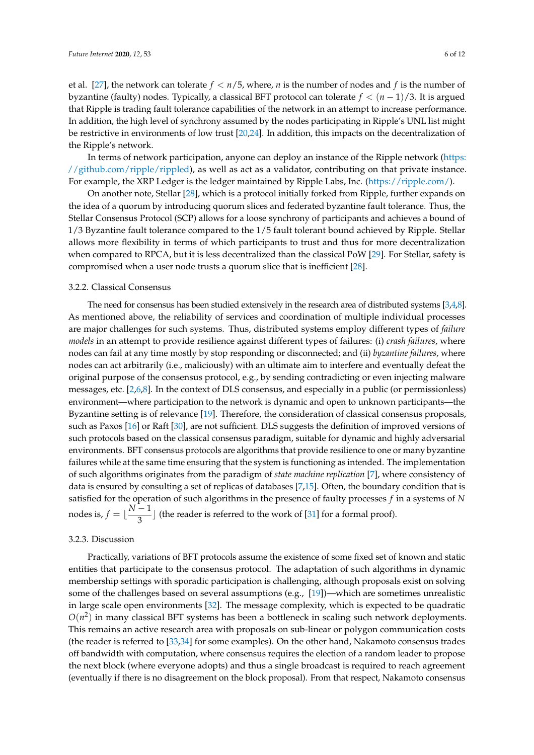et al. [27], the network can tolerate $f < n/5$, where, $n$ is the number of nodes and $f$ is the number of byzantine (faulty) nodes. Typically, a classical BFT protocol can tolerate $f < (n-1)/3$. It is argued that Ripple is trading fault tolerance capabilities of the network in an attempt to increase performance. In addition, the high level of synchrony assumed by the nodes participating in Ripple's UNL list might be restrictive in environments of low trust [20,24]. In addition, this impacts on the decentralization of the Ripple's network.

In terms of network participation, anyone can deploy an instance of the Ripple network (https://github.com/ripple/rippled), as well as act as a validator, contributing on that private instance. For example, the XRP Ledger is the ledger maintained by Ripple Labs, Inc. (https://ripple.com/).

On another note, Stellar [28], which is a protocol initially forked from Ripple, further expands on the idea of a quorum by introducing quorum slices and federated byzantine fault tolerance. Thus, the Stellar Consensus Protocol (SCP) allows for a loose synchrony of participants and achieves a bound of 1/3 Byzantine fault tolerance compared to the 1/5 fault tolerant bound achieved by Ripple. Stellar allows more flexibility in terms of which participants to trust and thus for more decentralization when compared to RPCA, but it is less decentralized than the classical PoW [29]. For Stellar, safety is compromised when a user node trusts a quorum slice that is inefficient [28].

#### 3.2.2. Classical Consensus

The need for consensus has been studied extensively in the research area of distributed systems [3,4,8]. As mentioned above, the reliability of services and coordination of multiple individual processes are major challenges for such systems. Thus, distributed systems employ different types of *failure models* in an attempt to provide resilience against different types of failures: (i) *crash failures*, where nodes can fail at any time mostly by stop responding or disconnected; and (ii) *byzantine failures*, where nodes can act arbitrarily (i.e., maliciously) with an ultimate aim to interfere and eventually defeat the original purpose of the consensus protocol, e.g., by sending contradicting or even injecting malware messages, etc. [2,6,8]. In the context of DLS consensus, and especially in a public (or permissionless) environment—where participation to the network is dynamic and open to unknown participants—the Byzantine setting is of relevance [19]. Therefore, the consideration of classical consensus proposals, such as Paxos [16] or Raft [30], are not sufficient. DLS suggests the definition of improved versions of such protocols based on the classical consensus paradigm, suitable for dynamic and highly adversarial environments. BFT consensus protocols are algorithms that provide resilience to one or many byzantine failures while at the same time ensuring that the system is functioning as intended. The implementation of such algorithms originates from the paradigm of *state machine replication* [7], where consistency of data is ensured by consulting a set of replicas of databases [7,15]. Often, the boundary condition that is satisfied for the operation of such algorithms in the presence of faulty processes $f$ in a systems of $N$ nodes is, $f = \lfloor \dfrac{N-1}{3} \rfloor$ (the reader is referred to the work of [31] for a formal proof).

#### 3.2.3. Discussion

Practically, variations of BFT protocols assume the existence of some fixed set of known and static entities that participate to the consensus protocol. The adaptation of such algorithms in dynamic membership settings with sporadic participation is challenging, although proposals exist on solving some of the challenges based on several assumptions (e.g., [19])—which are sometimes unrealistic in large scale open environments [32]. The message complexity, which is expected to be quadratic $O(n^2)$ in many classical BFT systems has been a bottleneck in scaling such network deployments. This remains an active research area with proposals on sub-linear or polygon communication costs (the reader is referred to [33,34] for some examples). On the other hand, Nakamoto consensus trades off bandwidth with computation, where consensus requires the election of a random leader to propose the next block (where everyone adopts) and thus a single broadcast is required to reach agreement (eventually if there is no disagreement on the block proposal). From that respect, Nakamoto consensus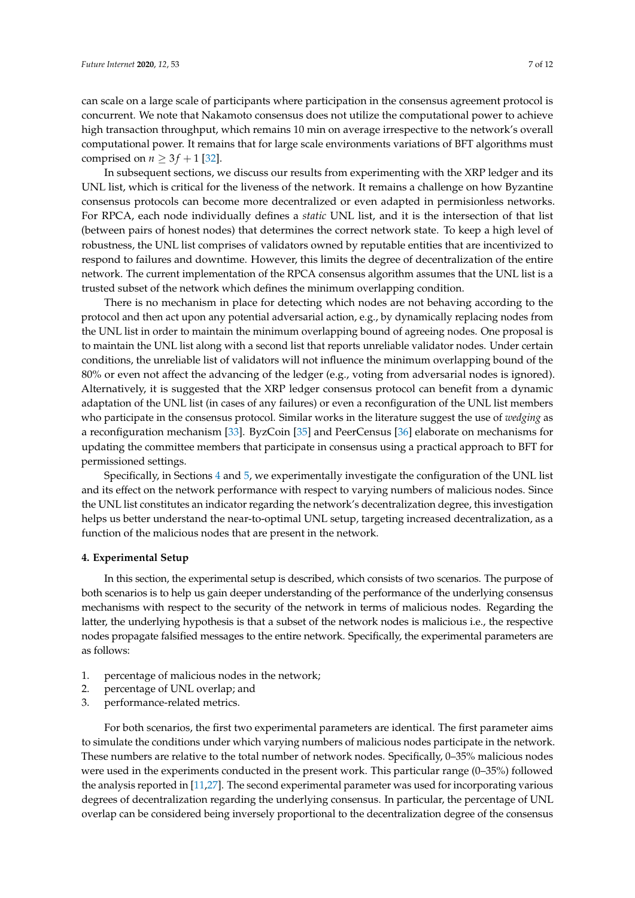can scale on a large scale of participants where participation in the consensus agreement protocol is concurrent. We note that Nakamoto consensus does not utilize the computational power to achieve high transaction throughput, which remains 10 min on average irrespective to the network's overall computational power. It remains that for large scale environments variations of BFT algorithms must comprised on $n \geq 3f + 1$ [32].

In subsequent sections, we discuss our results from experimenting with the XRP ledger and its UNL list, which is critical for the liveness of the network. It remains a challenge on how Byzantine consensus protocols can become more decentralized or even adapted in permisionless networks. For RPCA, each node individually defines a *static* UNL list, and it is the intersection of that list (between pairs of honest nodes) that determines the correct network state. To keep a high level of robustness, the UNL list comprises of validators owned by reputable entities that are incentivized to respond to failures and downtime. However, this limits the degree of decentralization of the entire network. The current implementation of the RPCA consensus algorithm assumes that the UNL list is a trusted subset of the network which defines the minimum overlapping condition.

There is no mechanism in place for detecting which nodes are not behaving according to the protocol and then act upon any potential adversarial action, e.g., by dynamically replacing nodes from the UNL list in order to maintain the minimum overlapping bound of agreeing nodes. One proposal is to maintain the UNL list along with a second list that reports unreliable validator nodes. Under certain conditions, the unreliable list of validators will not influence the minimum overlapping bound of the 80% or even not affect the advancing of the ledger (e.g., voting from adversarial nodes is ignored). Alternatively, it is suggested that the XRP ledger consensus protocol can benefit from a dynamic adaptation of the UNL list (in cases of any failures) or even a reconfiguration of the UNL list members who participate in the consensus protocol. Similar works in the literature suggest the use of *wedging* as a reconfiguration mechanism [33]. ByzCoin [35] and PeerCensus [36] elaborate on mechanisms for updating the committee members that participate in consensus using a practical approach to BFT for permissioned settings.

Specifically, in Sections 4 and 5, we experimentally investigate the configuration of the UNL list and its effect on the network performance with respect to varying numbers of malicious nodes. Since the UNL list constitutes an indicator regarding the network's decentralization degree, this investigation helps us better understand the near-to-optimal UNL setup, targeting increased decentralization, as a function of the malicious nodes that are present in the network.

## 4. Experimental Setup

In this section, the experimental setup is described, which consists of two scenarios. The purpose of both scenarios is to help us gain deeper understanding of the performance of the underlying consensus mechanisms with respect to the security of the network in terms of malicious nodes. Regarding the latter, the underlying hypothesis is that a subset of the network nodes is malicious i.e., the respective nodes propagate falsified messages to the entire network. Specifically, the experimental parameters are as follows:

1. percentage of malicious nodes in the network;
2. percentage of UNL overlap; and
3. performance-related metrics.

For both scenarios, the first two experimental parameters are identical. The first parameter aims to simulate the conditions under which varying numbers of malicious nodes participate in the network. These numbers are relative to the total number of network nodes. Specifically, 0–35% malicious nodes were used in the experiments conducted in the present work. This particular range (0–35%) followed the analysis reported in [11,27]. The second experimental parameter was used for incorporating various degrees of decentralization regarding the underlying consensus. In particular, the percentage of UNL overlap can be considered being inversely proportional to the decentralization degree of the consensus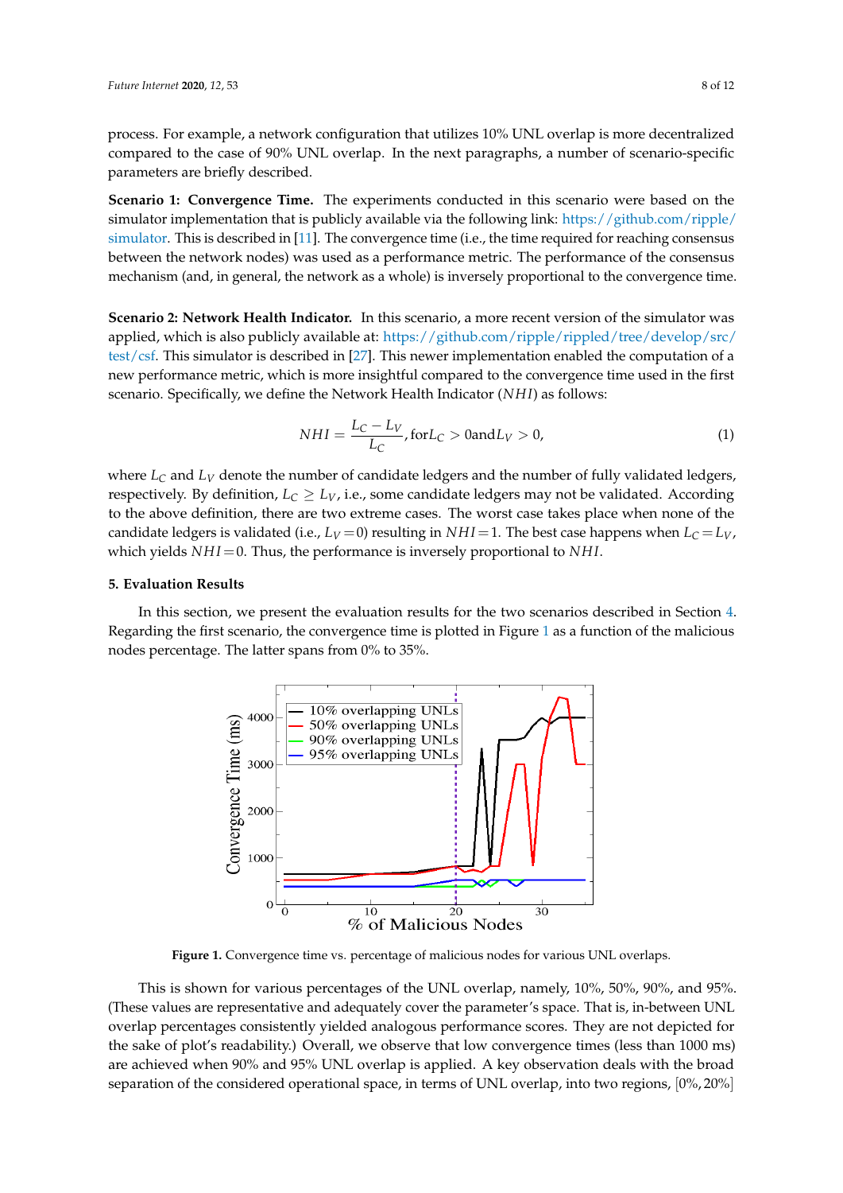process. For example, a network configuration that utilizes 10% UNL overlap is more decentralized compared to the case of 90% UNL overlap. In the next paragraphs, a number of scenario-specific parameters are briefly described.

**Scenario 1: Convergence Time.** The experiments conducted in this scenario were based on the simulator implementation that is publicly available via the following link: https://github.com/ripple/simulator. This is described in [11]. The convergence time (i.e., the time required for reaching consensus between the network nodes) was used as a performance metric. The performance of the consensus mechanism (and, in general, the network as a whole) is inversely proportional to the convergence time.

**Scenario 2: Network Health Indicator.** In this scenario, a more recent version of the simulator was applied, which is also publicly available at: https://github.com/ripple/rippled/tree/develop/src/test/csf. This simulator is described in [27]. This newer implementation enabled the computation of a new performance metric, which is more insightful compared to the convergence time used in the first scenario. Specifically, we define the Network Health Indicator ($NHI$) as follows:

$$NHI = \frac{L_C - L_V}{L_C}, \text{for} L_C > 0 \text{and} L_V > 0, \tag{1}$$

where $L_C$ and $L_V$ denote the number of candidate ledgers and the number of fully validated ledgers, respectively. By definition, $L_C \geq L_V$, i.e., some candidate ledgers may not be validated. According to the above definition, there are two extreme cases. The worst case takes place when none of the candidate ledgers is validated (i.e., $L_V = 0$) resulting in $NHI = 1$. The best case happens when $L_C = L_V$, which yields $NHI = 0$. Thus, the performance is inversely proportional to $NHI$.

## 5. Evaluation Results

In this section, we present the evaluation results for the two scenarios described in Section 4. Regarding the first scenario, the convergence time is plotted in Figure 1 as a function of the malicious nodes percentage. The latter spans from 0% to 35%.

**Figure 1.** Convergence time vs. percentage of malicious nodes for various UNL overlaps.

This is shown for various percentages of the UNL overlap, namely, 10%, 50%, 90%, and 95%. (These values are representative and adequately cover the parameter's space. That is, in-between UNL overlap percentages consistently yielded analogous performance scores. They are not depicted for the sake of plot's readability.) Overall, we observe that low convergence times (less than 1000 ms) are achieved when 90% and 95% UNL overlap is applied. A key observation deals with the broad separation of the considered operational space, in terms of UNL overlap, into two regions, $[0\%, 20\%]$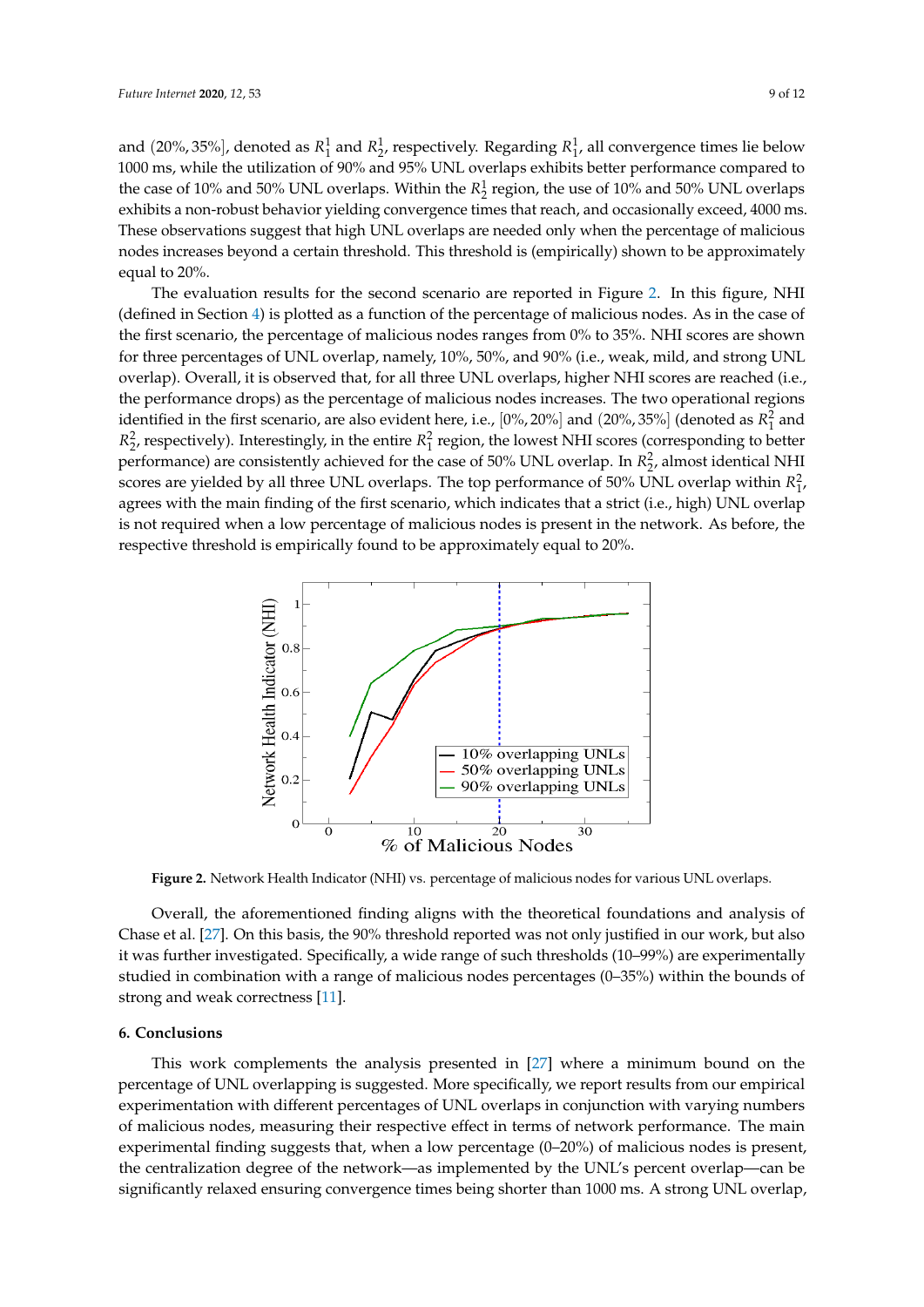and $(20\%, 35\%]$, denoted as $R_1^1$ and $R_2^1$, respectively. Regarding $R_1^1$, all convergence times lie below 1000 ms, while the utilization of 90% and 95% UNL overlaps exhibits better performance compared to the case of 10% and 50% UNL overlaps. Within the $R_2^1$ region, the use of 10% and 50% UNL overlaps exhibits a non-robust behavior yielding convergence times that reach, and occasionally exceed, 4000 ms. These observations suggest that high UNL overlaps are needed only when the percentage of malicious nodes increases beyond a certain threshold. This threshold is (empirically) shown to be approximately equal to 20%.

The evaluation results for the second scenario are reported in Figure 2. In this figure, NHI (defined in Section 4) is plotted as a function of the percentage of malicious nodes. As in the case of the first scenario, the percentage of malicious nodes ranges from 0% to 35%. NHI scores are shown for three percentages of UNL overlap, namely, 10%, 50%, and 90% (i.e., weak, mild, and strong UNL overlap). Overall, it is observed that, for all three UNL overlaps, higher NHI scores are reached (i.e., the performance drops) as the percentage of malicious nodes increases. The two operational regions identified in the first scenario, are also evident here, i.e., $[0\%, 20\%]$ and $(20\%, 35\%]$ (denoted as $R_1^2$ and $R_2^2$, respectively). Interestingly, in the entire $R_1^2$ region, the lowest NHI scores (corresponding to better performance) are consistently achieved for the case of 50% UNL overlap. In $R_2^2$, almost identical NHI scores are yielded by all three UNL overlaps. The top performance of 50% UNL overlap within $R_1^2$, agrees with the main finding of the first scenario, which indicates that a strict (i.e., high) UNL overlap is not required when a low percentage of malicious nodes is present in the network. As before, the respective threshold is empirically found to be approximately equal to 20%.

**Figure 2.** Network Health Indicator (NHI) vs. percentage of malicious nodes for various UNL overlaps.

Overall, the aforementioned finding aligns with the theoretical foundations and analysis of Chase et al. [27]. On this basis, the 90% threshold reported was not only justified in our work, but also it was further investigated. Specifically, a wide range of such thresholds (10–99%) are experimentally studied in combination with a range of malicious nodes percentages (0–35%) within the bounds of strong and weak correctness [11].

## 6. Conclusions

This work complements the analysis presented in [27] where a minimum bound on the percentage of UNL overlapping is suggested. More specifically, we report results from our empirical experimentation with different percentages of UNL overlaps in conjunction with varying numbers of malicious nodes, measuring their respective effect in terms of network performance. The main experimental finding suggests that, when a low percentage (0–20%) of malicious nodes is present, the centralization degree of the network—as implemented by the UNL's percent overlap—can be significantly relaxed ensuring convergence times being shorter than 1000 ms. A strong UNL overlap,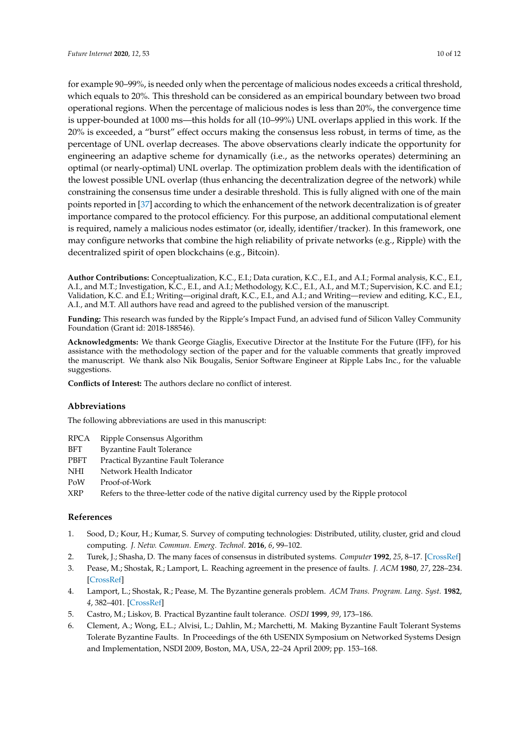for example 90–99%, is needed only when the percentage of malicious nodes exceeds a critical threshold, which equals to 20%. This threshold can be considered as an empirical boundary between two broad operational regions. When the percentage of malicious nodes is less than 20%, the convergence time is upper-bounded at 1000 ms—this holds for all (10–99%) UNL overlaps applied in this work. If the 20% is exceeded, a "burst" effect occurs making the consensus less robust, in terms of time, as the percentage of UNL overlap decreases. The above observations clearly indicate the opportunity for engineering an adaptive scheme for dynamically (i.e., as the networks operates) determining an optimal (or nearly-optimal) UNL overlap. The optimization problem deals with the identification of the lowest possible UNL overlap (thus enhancing the decentralization degree of the network) while constraining the consensus time under a desirable threshold. This is fully aligned with one of the main points reported in [37] according to which the enhancement of the network decentralization is of greater importance compared to the protocol efficiency. For this purpose, an additional computational element is required, namely a malicious nodes estimator (or, ideally, identifier/tracker). In this framework, one may configure networks that combine the high reliability of private networks (e.g., Ripple) with the decentralized spirit of open blockchains (e.g., Bitcoin).

**Author Contributions:** Conceptualization, K.C., E.I.; Data curation, K.C., E.I., and A.I.; Formal analysis, K.C., E.I., A.I., and M.T.; Investigation, K.C., E.I., and A.I.; Methodology, K.C., E.I., A.I., and M.T.; Supervision, K.C. and E.I.; Validation, K.C. and E.I.; Writing—original draft, K.C., E.I., and A.I.; and Writing—review and editing, K.C., E.I., A.I., and M.T. All authors have read and agreed to the published version of the manuscript.

**Funding:** This research was funded by the Ripple's Impact Fund, an advised fund of Silicon Valley Community Foundation (Grant id: 2018-188546).

**Acknowledgments:** We thank George Giaglis, Executive Director at the Institute For the Future (IFF), for his assistance with the methodology section of the paper and for the valuable comments that greatly improved the manuscript. We thank also Nik Bougalis, Senior Software Engineer at Ripple Labs Inc., for the valuable suggestions.

**Conflicts of Interest:** The authors declare no conflict of interest.

## Abbreviations

The following abbreviations are used in this manuscript:

| | |
|---|---|
| RPCA | Ripple Consensus Algorithm |
| BFT | Byzantine Fault Tolerance |
| PBFT | Practical Byzantine Fault Tolerance |
| NHI | Network Health Indicator |
| PoW | Proof-of-Work |
| XRP | Refers to the three-letter code of the native digital currency used by the Ripple protocol |

## References

1. Sood, D.; Kour, H.; Kumar, S. Survey of computing technologies: Distributed, utility, cluster, grid and cloud computing. *J. Netw. Commun. Emerg. Technol.* **2016**, *6*, 99–102.
2. Turek, J.; Shasha, D. The many faces of consensus in distributed systems. *Computer* **1992**, *25*, 8–17. [CrossRef]
3. Pease, M.; Shostak, R.; Lamport, L. Reaching agreement in the presence of faults. *J. ACM* **1980**, *27*, 228–234. [CrossRef]
4. Lamport, L.; Shostak, R.; Pease, M. The Byzantine generals problem. *ACM Trans. Program. Lang. Syst.* **1982**, *4*, 382–401. [CrossRef]
5. Castro, M.; Liskov, B. Practical Byzantine fault tolerance. *OSDI* **1999**, *99*, 173–186.
6. Clement, A.; Wong, E.L.; Alvisi, L.; Dahlin, M.; Marchetti, M. Making Byzantine Fault Tolerant Systems Tolerate Byzantine Faults. In Proceedings of the 6th USENIX Symposium on Networked Systems Design and Implementation, NSDI 2009, Boston, MA, USA, 22–24 April 2009; pp. 153–168.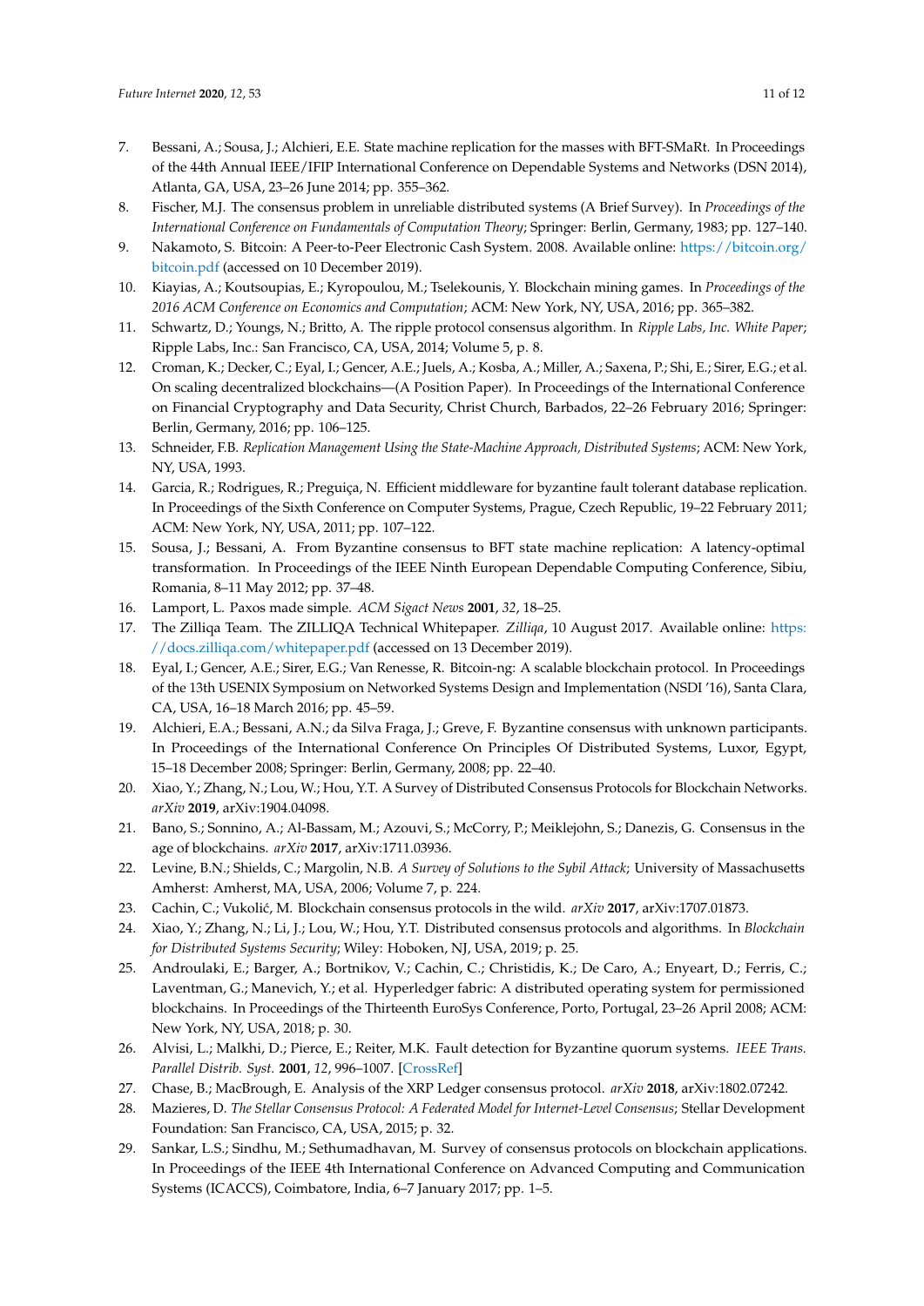7. Bessani, A.; Sousa, J.; Alchieri, E.E. State machine replication for the masses with BFT-SMaRt. In Proceedings of the 44th Annual IEEE/IFIP International Conference on Dependable Systems and Networks (DSN 2014), Atlanta, GA, USA, 23–26 June 2014; pp. 355–362.
8. Fischer, M.J. The consensus problem in unreliable distributed systems (A Brief Survey). In *Proceedings of the International Conference on Fundamentals of Computation Theory*; Springer: Berlin, Germany, 1983; pp. 127–140.
9. Nakamoto, S. Bitcoin: A Peer-to-Peer Electronic Cash System. 2008. Available online: https://bitcoin.org/bitcoin.pdf (accessed on 10 December 2019).
10. Kiayias, A.; Koutsoupias, E.; Kyropoulou, M.; Tselekounis, Y. Blockchain mining games. In *Proceedings of the 2016 ACM Conference on Economics and Computation*; ACM: New York, NY, USA, 2016; pp. 365–382.
11. Schwartz, D.; Youngs, N.; Britto, A. The ripple protocol consensus algorithm. In *Ripple Labs, Inc. White Paper*; Ripple Labs, Inc.: San Francisco, CA, USA, 2014; Volume 5, p. 8.
12. Croman, K.; Decker, C.; Eyal, I.; Gencer, A.E.; Juels, A.; Kosba, A.; Miller, A.; Saxena, P.; Shi, E.; Sirer, E.G.; et al. On scaling decentralized blockchains—(A Position Paper). In Proceedings of the International Conference on Financial Cryptography and Data Security, Christ Church, Barbados, 22–26 February 2016; Springer: Berlin, Germany, 2016; pp. 106–125.
13. Schneider, F.B. *Replication Management Using the State-Machine Approach, Distributed Systems*; ACM: New York, NY, USA, 1993.
14. Garcia, R.; Rodrigues, R.; Preguiça, N. Efficient middleware for byzantine fault tolerant database replication. In Proceedings of the Sixth Conference on Computer Systems, Prague, Czech Republic, 19–22 February 2011; ACM: New York, NY, USA, 2011; pp. 107–122.
15. Sousa, J.; Bessani, A. From Byzantine consensus to BFT state machine replication: A latency-optimal transformation. In Proceedings of the IEEE Ninth European Dependable Computing Conference, Sibiu, Romania, 8–11 May 2012; pp. 37–48.
16. Lamport, L. Paxos made simple. *ACM Sigact News* **2001**, *32*, 18–25.
17. The Zilliqa Team. The ZILLIQA Technical Whitepaper. *Zilliqa*, 10 August 2017. Available online: https://docs.zilliqa.com/whitepaper.pdf (accessed on 13 December 2019).
18. Eyal, I.; Gencer, A.E.; Sirer, E.G.; Van Renesse, R. Bitcoin-ng: A scalable blockchain protocol. In Proceedings of the 13th USENIX Symposium on Networked Systems Design and Implementation (NSDI '16), Santa Clara, CA, USA, 16–18 March 2016; pp. 45–59.
19. Alchieri, E.A.; Bessani, A.N.; da Silva Fraga, J.; Greve, F. Byzantine consensus with unknown participants. In Proceedings of the International Conference On Principles Of Distributed Systems, Luxor, Egypt, 15–18 December 2008; Springer: Berlin, Germany, 2008; pp. 22–40.
20. Xiao, Y.; Zhang, N.; Lou, W.; Hou, Y.T. A Survey of Distributed Consensus Protocols for Blockchain Networks. *arXiv* **2019**, arXiv:1904.04098.
21. Bano, S.; Sonnino, A.; Al-Bassam, M.; Azouvi, S.; McCorry, P.; Meiklejohn, S.; Danezis, G. Consensus in the age of blockchains. *arXiv* **2017**, arXiv:1711.03936.
22. Levine, B.N.; Shields, C.; Margolin, N.B. *A Survey of Solutions to the Sybil Attack*; University of Massachusetts Amherst: Amherst, MA, USA, 2006; Volume 7, p. 224.
23. Cachin, C.; Vukolić, M. Blockchain consensus protocols in the wild. *arXiv* **2017**, arXiv:1707.01873.
24. Xiao, Y.; Zhang, N.; Li, J.; Lou, W.; Hou, Y.T. Distributed consensus protocols and algorithms. In *Blockchain for Distributed Systems Security*; Wiley: Hoboken, NJ, USA, 2019; p. 25.
25. Androulaki, E.; Barger, A.; Bortnikov, V.; Cachin, C.; Christidis, K.; De Caro, A.; Enyeart, D.; Ferris, C.; Laventman, G.; Manevich, Y.; et al. Hyperledger fabric: A distributed operating system for permissioned blockchains. In Proceedings of the Thirteenth EuroSys Conference, Porto, Portugal, 23–26 April 2008; ACM: New York, NY, USA, 2018; p. 30.
26. Alvisi, L.; Malkhi, D.; Pierce, E.; Reiter, M.K. Fault detection for Byzantine quorum systems. *IEEE Trans. Parallel Distrib. Syst.* **2001**, *12*, 996–1007. [CrossRef]
27. Chase, B.; MacBrough, E. Analysis of the XRP Ledger consensus protocol. *arXiv* **2018**, arXiv:1802.07242.
28. Mazieres, D. *The Stellar Consensus Protocol: A Federated Model for Internet-Level Consensus*; Stellar Development Foundation: San Francisco, CA, USA, 2015; p. 32.
29. Sankar, L.S.; Sindhu, M.; Sethumadhavan, M. Survey of consensus protocols on blockchain applications. In Proceedings of the IEEE 4th International Conference on Advanced Computing and Communication Systems (ICACCS), Coimbatore, India, 6–7 January 2017; pp. 1–5.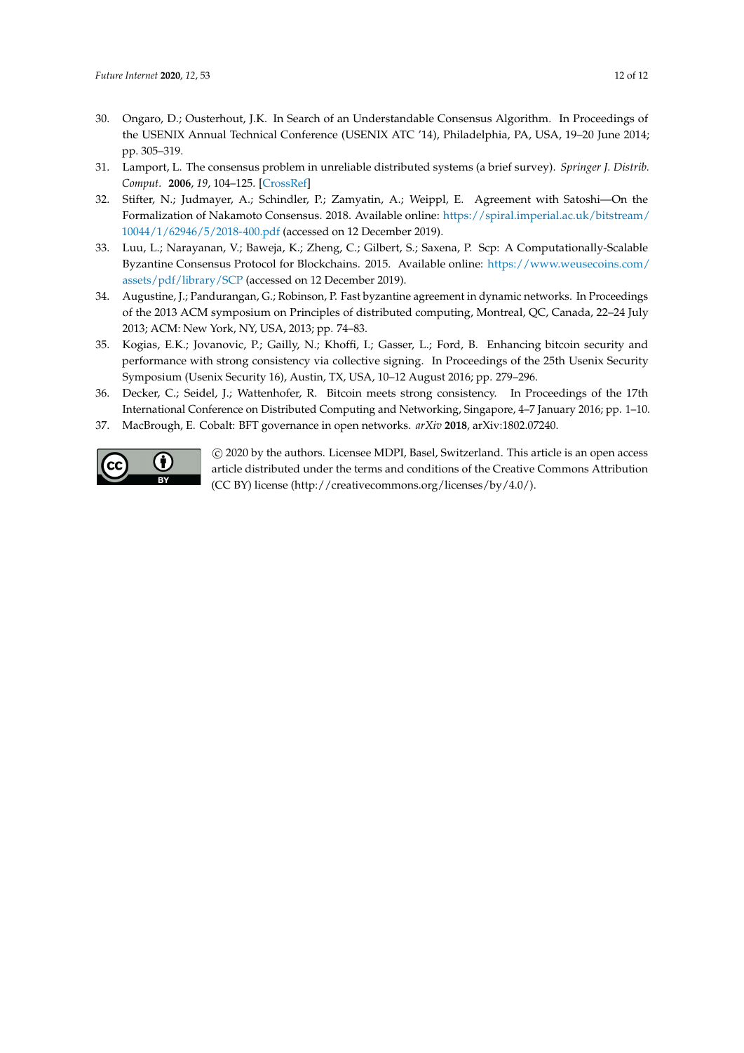30. Ongaro, D.; Ousterhout, J.K. In Search of an Understandable Consensus Algorithm. In Proceedings of the USENIX Annual Technical Conference (USENIX ATC '14), Philadelphia, PA, USA, 19–20 June 2014; pp. 305–319.
31. Lamport, L. The consensus problem in unreliable distributed systems (a brief survey). *Springer J. Distrib. Comput.* **2006**, *19*, 104–125. [CrossRef]
32. Stifter, N.; Judmayer, A.; Schindler, P.; Zamyatin, A.; Weippl, E. Agreement with Satoshi—On the Formalization of Nakamoto Consensus. 2018. Available online: https://spiral.imperial.ac.uk/bitstream/10044/1/62946/5/2018-400.pdf (accessed on 12 December 2019).
33. Luu, L.; Narayanan, V.; Baweja, K.; Zheng, C.; Gilbert, S.; Saxena, P. Scp: A Computationally-Scalable Byzantine Consensus Protocol for Blockchains. 2015. Available online: https://www.weusecoins.com/assets/pdf/library/SCP (accessed on 12 December 2019).
34. Augustine, J.; Pandurangan, G.; Robinson, P. Fast byzantine agreement in dynamic networks. In Proceedings of the 2013 ACM symposium on Principles of distributed computing, Montreal, QC, Canada, 22–24 July 2013; ACM: New York, NY, USA, 2013; pp. 74–83.
35. Kogias, E.K.; Jovanovic, P.; Gailly, N.; Khoffi, I.; Gasser, L.; Ford, B. Enhancing bitcoin security and performance with strong consistency via collective signing. In Proceedings of the 25th Usenix Security Symposium (Usenix Security 16), Austin, TX, USA, 10–12 August 2016; pp. 279–296.
36. Decker, C.; Seidel, J.; Wattenhofer, R. Bitcoin meets strong consistency. In Proceedings of the 17th International Conference on Distributed Computing and Networking, Singapore, 4–7 January 2016; pp. 1–10.
37. MacBrough, E. Cobalt: BFT governance in open networks. *arXiv* **2018**, arXiv:1802.07240.

© 2020 by the authors. Licensee MDPI, Basel, Switzerland. This article is an open access article distributed under the terms and conditions of the Creative Commons Attribution (CC BY) license (http://creativecommons.org/licenses/by/4.0/).